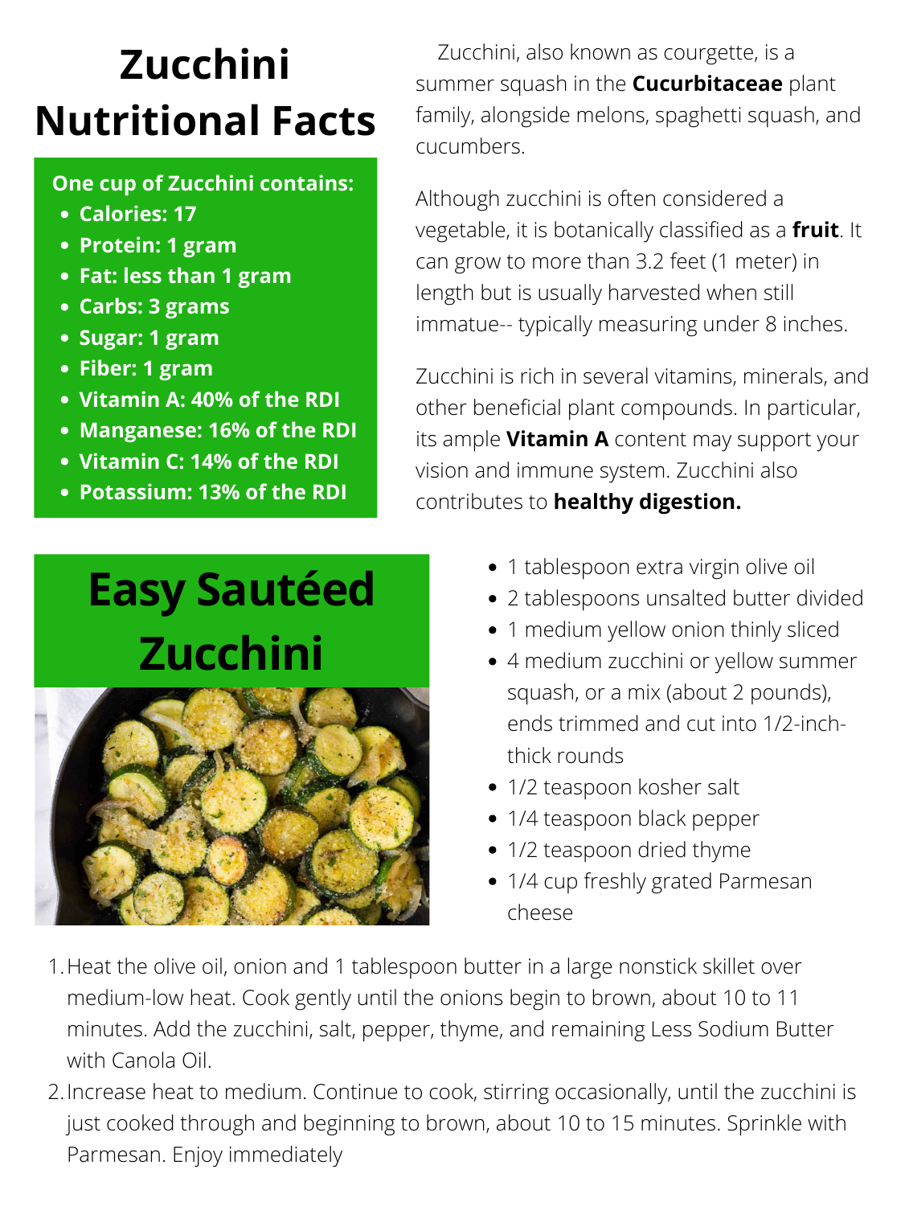# Zucchini Nutritional Facts

**One cup of Zucchini contains:**

- **Calories: 17**
- **Protein: 1 gram**
- **Fat: less than 1 gram**
- **Carbs: 3 grams**
- **Sugar: 1 gram**
- **Fiber: 1 gram**
- **Vitamin A: 40% of the RDI**
- **Manganese: 16% of the RDI**
- **Vitamin C: 14% of the RDI**
- **Potassium: 13% of the RDI**

Zucchini, also known as courgette, is a summer squash in the **Cucurbitaceae** plant family, alongside melons, spaghetti squash, and cucumbers.

Although zucchini is often considered a vegetable, it is botanically classified as a **fruit**. It can grow to more than 3.2 feet (1 meter) in length but is usually harvested when still immatue-- typically measuring under 8 inches.

Zucchini is rich in several vitamins, minerals, and other beneficial plant compounds. In particular, its ample **Vitamin A** content may support your vision and immune system. Zucchini also contributes to **healthy digestion.**

# Easy Sautéed Zucchini

- 1 tablespoon extra virgin olive oil
- 2 tablespoons unsalted butter divided
- 1 medium yellow onion thinly sliced
- 4 medium zucchini or yellow summer squash, or a mix (about 2 pounds), ends trimmed and cut into 1/2-inch-thick rounds
- 1/2 teaspoon kosher salt
- 1/4 teaspoon black pepper
- 1/2 teaspoon dried thyme
- 1/4 cup freshly grated Parmesan cheese

1. Heat the olive oil, onion and 1 tablespoon butter in a large nonstick skillet over medium-low heat. Cook gently until the onions begin to brown, about 10 to 11 minutes. Add the zucchini, salt, pepper, thyme, and remaining Less Sodium Butter with Canola Oil.
2. Increase heat to medium. Continue to cook, stirring occasionally, until the zucchini is just cooked through and beginning to brown, about 10 to 15 minutes. Sprinkle with Parmesan. Enjoy immediately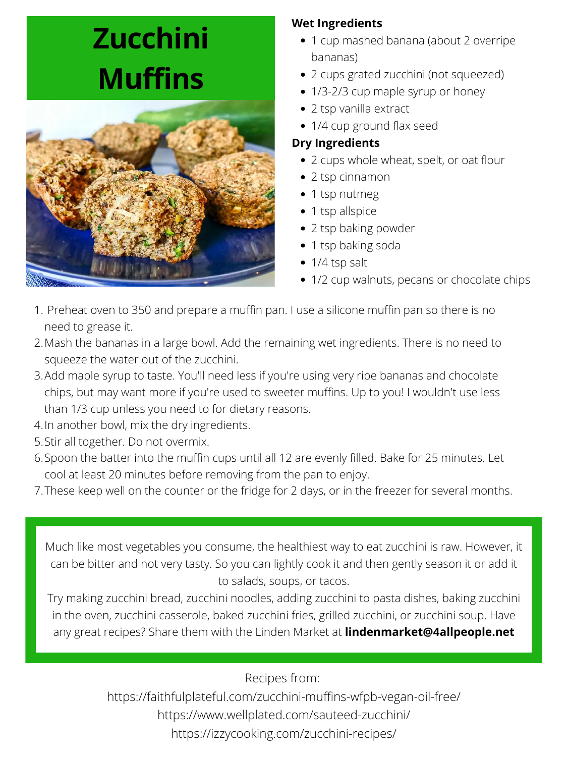# Zucchini Muffins

**Wet Ingredients**

- 1 cup mashed banana (about 2 overripe bananas)
- 2 cups grated zucchini (not squeezed)
- 1/3-2/3 cup maple syrup or honey
- 2 tsp vanilla extract
- 1/4 cup ground flax seed

**Dry Ingredients**

- 2 cups whole wheat, spelt, or oat flour
- 2 tsp cinnamon
- 1 tsp nutmeg
- 1 tsp allspice
- 2 tsp baking powder
- 1 tsp baking soda
- 1/4 tsp salt
- 1/2 cup walnuts, pecans or chocolate chips

1. Preheat oven to 350 and prepare a muffin pan. I use a silicone muffin pan so there is no need to grease it.
2. Mash the bananas in a large bowl. Add the remaining wet ingredients. There is no need to squeeze the water out of the zucchini.
3. Add maple syrup to taste. You'll need less if you're using very ripe bananas and chocolate chips, but may want more if you're used to sweeter muffins. Up to you! I wouldn't use less than 1/3 cup unless you need to for dietary reasons.
4. In another bowl, mix the dry ingredients.
5. Stir all together. Do not overmix.
6. Spoon the batter into the muffin cups until all 12 are evenly filled. Bake for 25 minutes. Let cool at least 20 minutes before removing from the pan to enjoy.
7. These keep well on the counter or the fridge for 2 days, or in the freezer for several months.

Much like most vegetables you consume, the healthiest way to eat zucchini is raw. However, it can be bitter and not very tasty. So you can lightly cook it and then gently season it or add it to salads, soups, or tacos.

Try making zucchini bread, zucchini noodles, adding zucchini to pasta dishes, baking zucchini in the oven, zucchini casserole, baked zucchini fries, grilled zucchini, or zucchini soup. Have any great recipes? Share them with the Linden Market at **lindenmarket@4allpeople.net**

Recipes from:

https://faithfulplateful.com/zucchini-muffins-wfpb-vegan-oil-free/

https://www.wellplated.com/sauteed-zucchini/

https://izzycooking.com/zucchini-recipes/